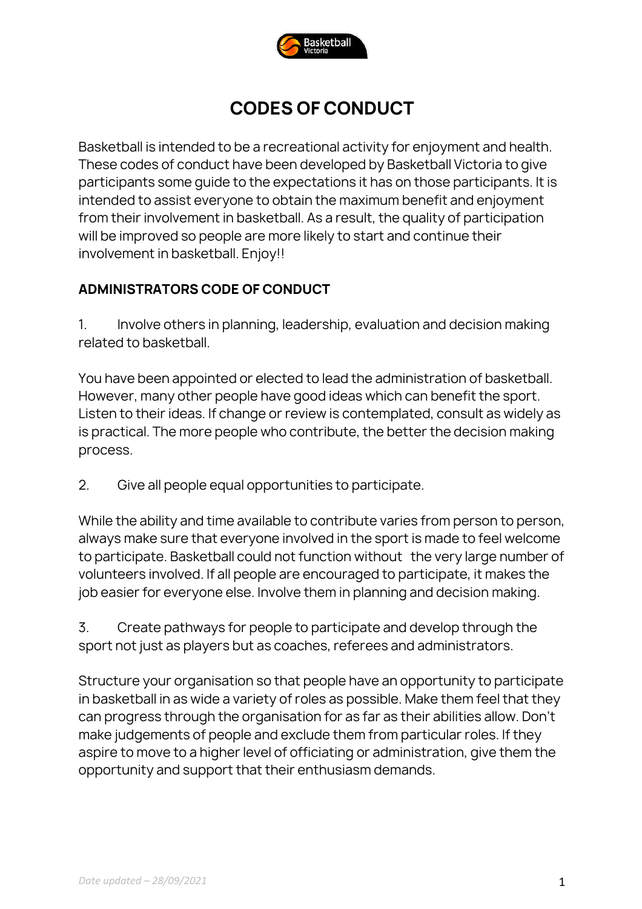# CODES OF CONDUCT

Basketball is intended to be a recreational activity for enjoyment and health. These codes of conduct have been developed by Basketball Victoria to give participants some guide to the expectations it has on those participants. It is intended to assist everyone to obtain the maximum benefit and enjoyment from their involvement in basketball. As a result, the quality of participation will be improved so people are more likely to start and continue their involvement in basketball. Enjoy!!

## ADMINISTRATORS CODE OF CONDUCT

1. Involve others in planning, leadership, evaluation and decision making related to basketball.

You have been appointed or elected to lead the administration of basketball. However, many other people have good ideas which can benefit the sport. Listen to their ideas. If change or review is contemplated, consult as widely as is practical. The more people who contribute, the better the decision making process.

2. Give all people equal opportunities to participate.

While the ability and time available to contribute varies from person to person, always make sure that everyone involved in the sport is made to feel welcome to participate. Basketball could not function without the very large number of volunteers involved. If all people are encouraged to participate, it makes the job easier for everyone else. Involve them in planning and decision making.

3. Create pathways for people to participate and develop through the sport not just as players but as coaches, referees and administrators.

Structure your organisation so that people have an opportunity to participate in basketball in as wide a variety of roles as possible. Make them feel that they can progress through the organisation for as far as their abilities allow. Don't make judgements of people and exclude them from particular roles. If they aspire to move to a higher level of officiating or administration, give them the opportunity and support that their enthusiasm demands.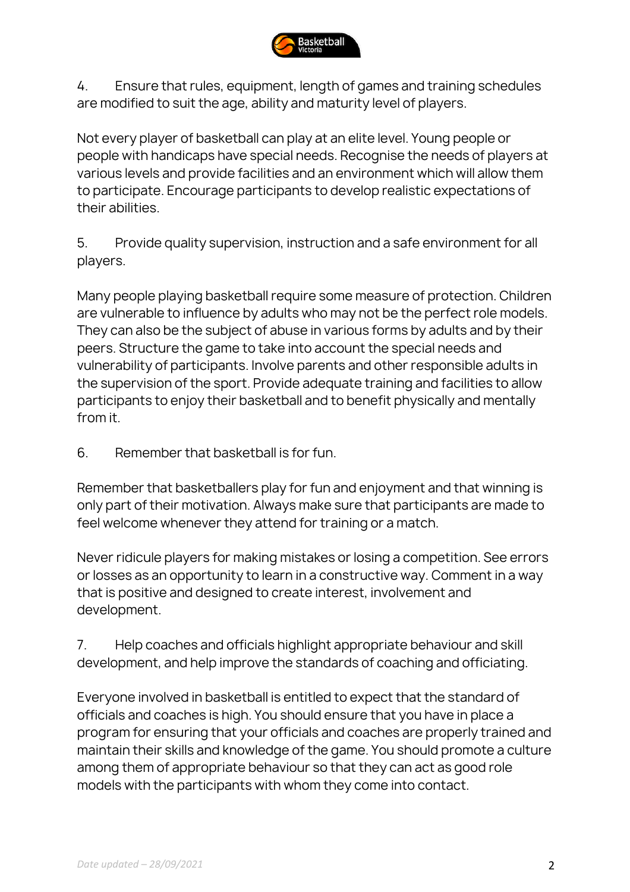4. Ensure that rules, equipment, length of games and training schedules are modified to suit the age, ability and maturity level of players.

Not every player of basketball can play at an elite level. Young people or people with handicaps have special needs. Recognise the needs of players at various levels and provide facilities and an environment which will allow them to participate. Encourage participants to develop realistic expectations of their abilities.

5. Provide quality supervision, instruction and a safe environment for all players.

Many people playing basketball require some measure of protection. Children are vulnerable to influence by adults who may not be the perfect role models. They can also be the subject of abuse in various forms by adults and by their peers. Structure the game to take into account the special needs and vulnerability of participants. Involve parents and other responsible adults in the supervision of the sport. Provide adequate training and facilities to allow participants to enjoy their basketball and to benefit physically and mentally from it.

6. Remember that basketball is for fun.

Remember that basketballers play for fun and enjoyment and that winning is only part of their motivation. Always make sure that participants are made to feel welcome whenever they attend for training or a match.

Never ridicule players for making mistakes or losing a competition. See errors or losses as an opportunity to learn in a constructive way. Comment in a way that is positive and designed to create interest, involvement and development.

7. Help coaches and officials highlight appropriate behaviour and skill development, and help improve the standards of coaching and officiating.

Everyone involved in basketball is entitled to expect that the standard of officials and coaches is high. You should ensure that you have in place a program for ensuring that your officials and coaches are properly trained and maintain their skills and knowledge of the game. You should promote a culture among them of appropriate behaviour so that they can act as good role models with the participants with whom they come into contact.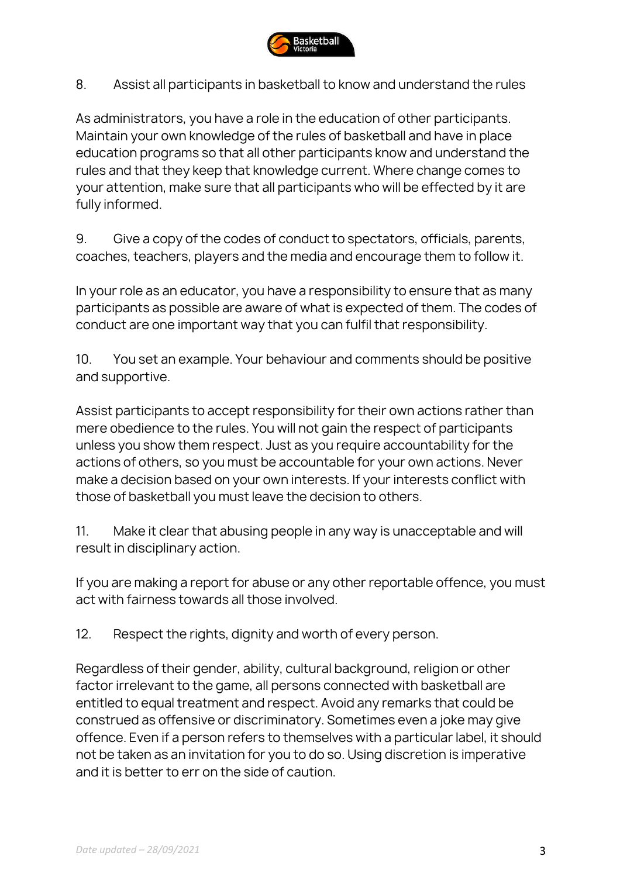8. Assist all participants in basketball to know and understand the rules

As administrators, you have a role in the education of other participants. Maintain your own knowledge of the rules of basketball and have in place education programs so that all other participants know and understand the rules and that they keep that knowledge current. Where change comes to your attention, make sure that all participants who will be effected by it are fully informed.

9. Give a copy of the codes of conduct to spectators, officials, parents, coaches, teachers, players and the media and encourage them to follow it.

In your role as an educator, you have a responsibility to ensure that as many participants as possible are aware of what is expected of them. The codes of conduct are one important way that you can fulfil that responsibility.

10. You set an example. Your behaviour and comments should be positive and supportive.

Assist participants to accept responsibility for their own actions rather than mere obedience to the rules. You will not gain the respect of participants unless you show them respect. Just as you require accountability for the actions of others, so you must be accountable for your own actions. Never make a decision based on your own interests. If your interests conflict with those of basketball you must leave the decision to others.

11. Make it clear that abusing people in any way is unacceptable and will result in disciplinary action.

If you are making a report for abuse or any other reportable offence, you must act with fairness towards all those involved.

12. Respect the rights, dignity and worth of every person.

Regardless of their gender, ability, cultural background, religion or other factor irrelevant to the game, all persons connected with basketball are entitled to equal treatment and respect. Avoid any remarks that could be construed as offensive or discriminatory. Sometimes even a joke may give offence. Even if a person refers to themselves with a particular label, it should not be taken as an invitation for you to do so. Using discretion is imperative and it is better to err on the side of caution.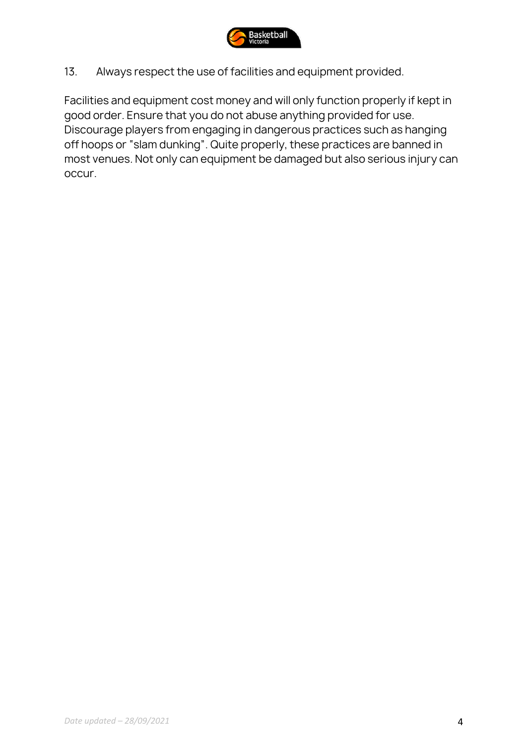13. Always respect the use of facilities and equipment provided.

Facilities and equipment cost money and will only function properly if kept in good order. Ensure that you do not abuse anything provided for use. Discourage players from engaging in dangerous practices such as hanging off hoops or "slam dunking". Quite properly, these practices are banned in most venues. Not only can equipment be damaged but also serious injury can occur.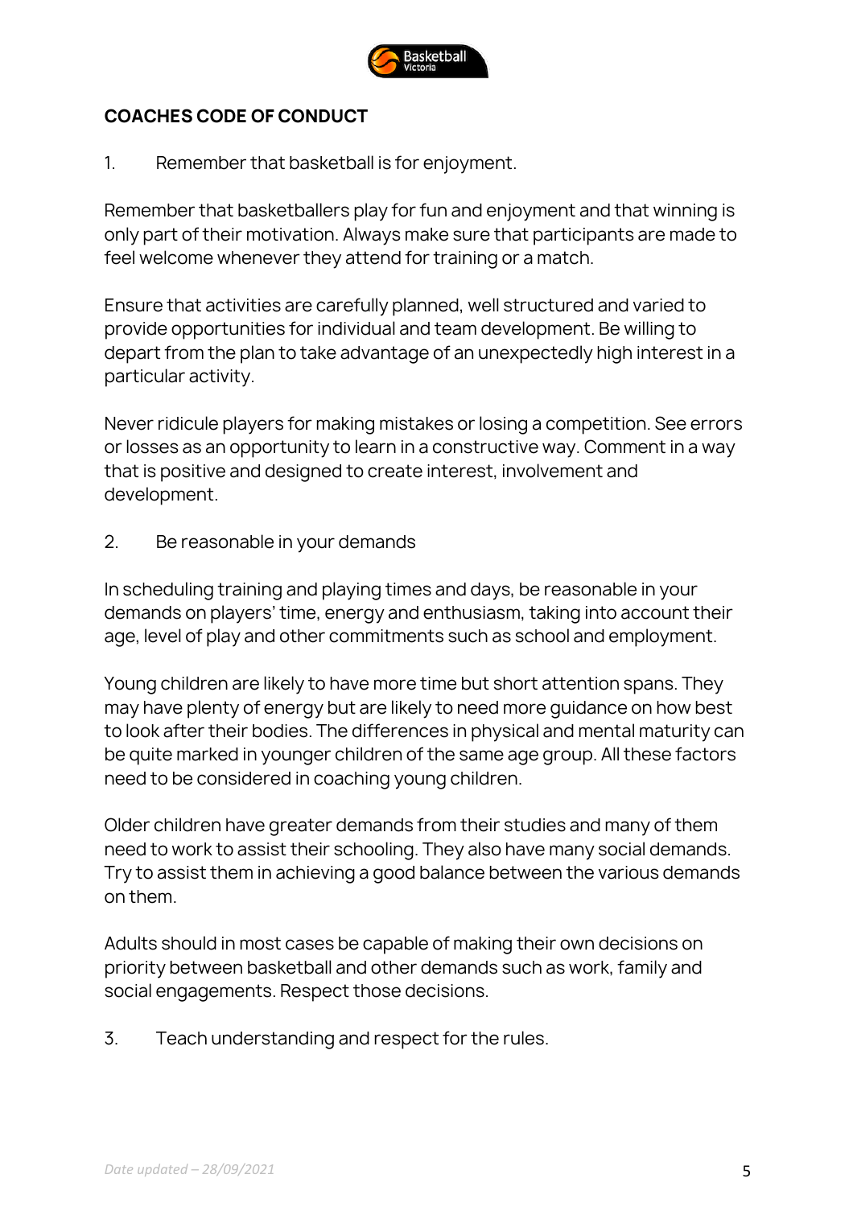## COACHES CODE OF CONDUCT

1. Remember that basketball is for enjoyment.

Remember that basketballers play for fun and enjoyment and that winning is only part of their motivation. Always make sure that participants are made to feel welcome whenever they attend for training or a match.

Ensure that activities are carefully planned, well structured and varied to provide opportunities for individual and team development. Be willing to depart from the plan to take advantage of an unexpectedly high interest in a particular activity.

Never ridicule players for making mistakes or losing a competition. See errors or losses as an opportunity to learn in a constructive way. Comment in a way that is positive and designed to create interest, involvement and development.

2. Be reasonable in your demands

In scheduling training and playing times and days, be reasonable in your demands on players' time, energy and enthusiasm, taking into account their age, level of play and other commitments such as school and employment.

Young children are likely to have more time but short attention spans. They may have plenty of energy but are likely to need more guidance on how best to look after their bodies. The differences in physical and mental maturity can be quite marked in younger children of the same age group. All these factors need to be considered in coaching young children.

Older children have greater demands from their studies and many of them need to work to assist their schooling. They also have many social demands. Try to assist them in achieving a good balance between the various demands on them.

Adults should in most cases be capable of making their own decisions on priority between basketball and other demands such as work, family and social engagements. Respect those decisions.

3. Teach understanding and respect for the rules.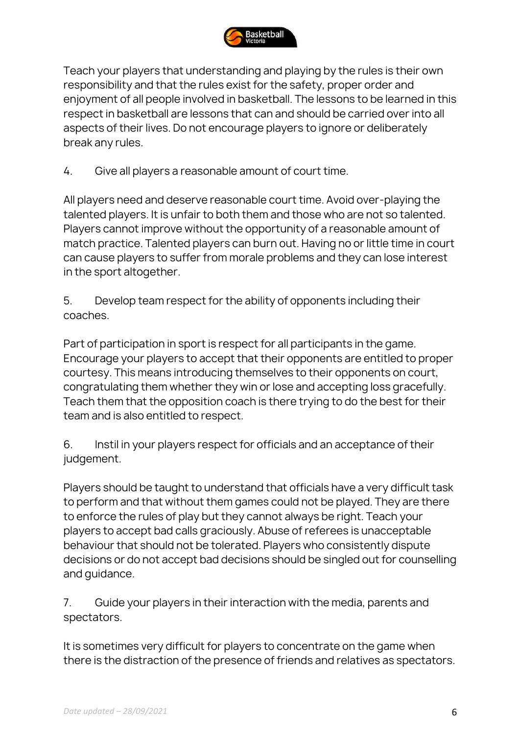Teach your players that understanding and playing by the rules is their own responsibility and that the rules exist for the safety, proper order and enjoyment of all people involved in basketball. The lessons to be learned in this respect in basketball are lessons that can and should be carried over into all aspects of their lives. Do not encourage players to ignore or deliberately break any rules.

4. Give all players a reasonable amount of court time.

All players need and deserve reasonable court time. Avoid over-playing the talented players. It is unfair to both them and those who are not so talented. Players cannot improve without the opportunity of a reasonable amount of match practice. Talented players can burn out. Having no or little time in court can cause players to suffer from morale problems and they can lose interest in the sport altogether.

5. Develop team respect for the ability of opponents including their coaches.

Part of participation in sport is respect for all participants in the game. Encourage your players to accept that their opponents are entitled to proper courtesy. This means introducing themselves to their opponents on court, congratulating them whether they win or lose and accepting loss gracefully. Teach them that the opposition coach is there trying to do the best for their team and is also entitled to respect.

6. Instil in your players respect for officials and an acceptance of their judgement.

Players should be taught to understand that officials have a very difficult task to perform and that without them games could not be played. They are there to enforce the rules of play but they cannot always be right. Teach your players to accept bad calls graciously. Abuse of referees is unacceptable behaviour that should not be tolerated. Players who consistently dispute decisions or do not accept bad decisions should be singled out for counselling and guidance.

7. Guide your players in their interaction with the media, parents and spectators.

It is sometimes very difficult for players to concentrate on the game when there is the distraction of the presence of friends and relatives as spectators.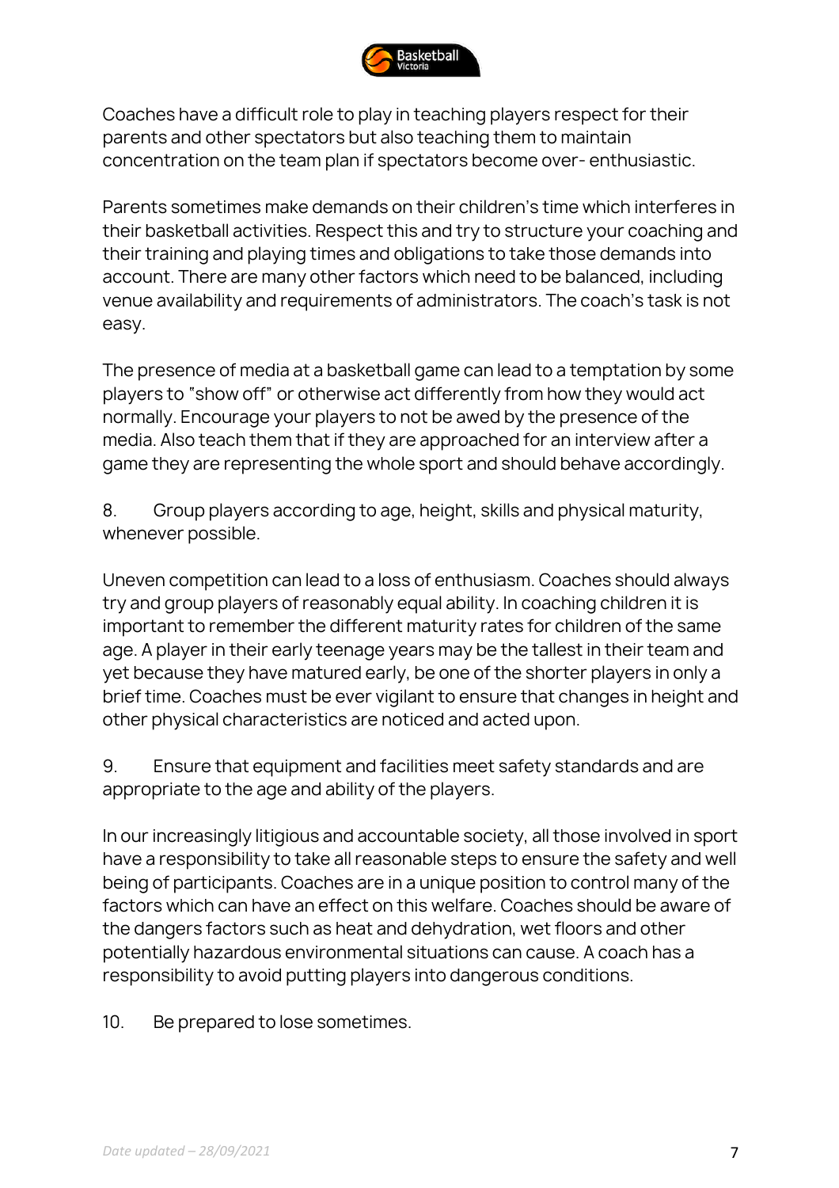Coaches have a difficult role to play in teaching players respect for their parents and other spectators but also teaching them to maintain concentration on the team plan if spectators become over- enthusiastic.

Parents sometimes make demands on their children's time which interferes in their basketball activities. Respect this and try to structure your coaching and their training and playing times and obligations to take those demands into account. There are many other factors which need to be balanced, including venue availability and requirements of administrators. The coach's task is not easy.

The presence of media at a basketball game can lead to a temptation by some players to "show off" or otherwise act differently from how they would act normally. Encourage your players to not be awed by the presence of the media. Also teach them that if they are approached for an interview after a game they are representing the whole sport and should behave accordingly.

8. Group players according to age, height, skills and physical maturity, whenever possible.

Uneven competition can lead to a loss of enthusiasm. Coaches should always try and group players of reasonably equal ability. In coaching children it is important to remember the different maturity rates for children of the same age. A player in their early teenage years may be the tallest in their team and yet because they have matured early, be one of the shorter players in only a brief time. Coaches must be ever vigilant to ensure that changes in height and other physical characteristics are noticed and acted upon.

9. Ensure that equipment and facilities meet safety standards and are appropriate to the age and ability of the players.

In our increasingly litigious and accountable society, all those involved in sport have a responsibility to take all reasonable steps to ensure the safety and well being of participants. Coaches are in a unique position to control many of the factors which can have an effect on this welfare. Coaches should be aware of the dangers factors such as heat and dehydration, wet floors and other potentially hazardous environmental situations can cause. A coach has a responsibility to avoid putting players into dangerous conditions.

10. Be prepared to lose sometimes.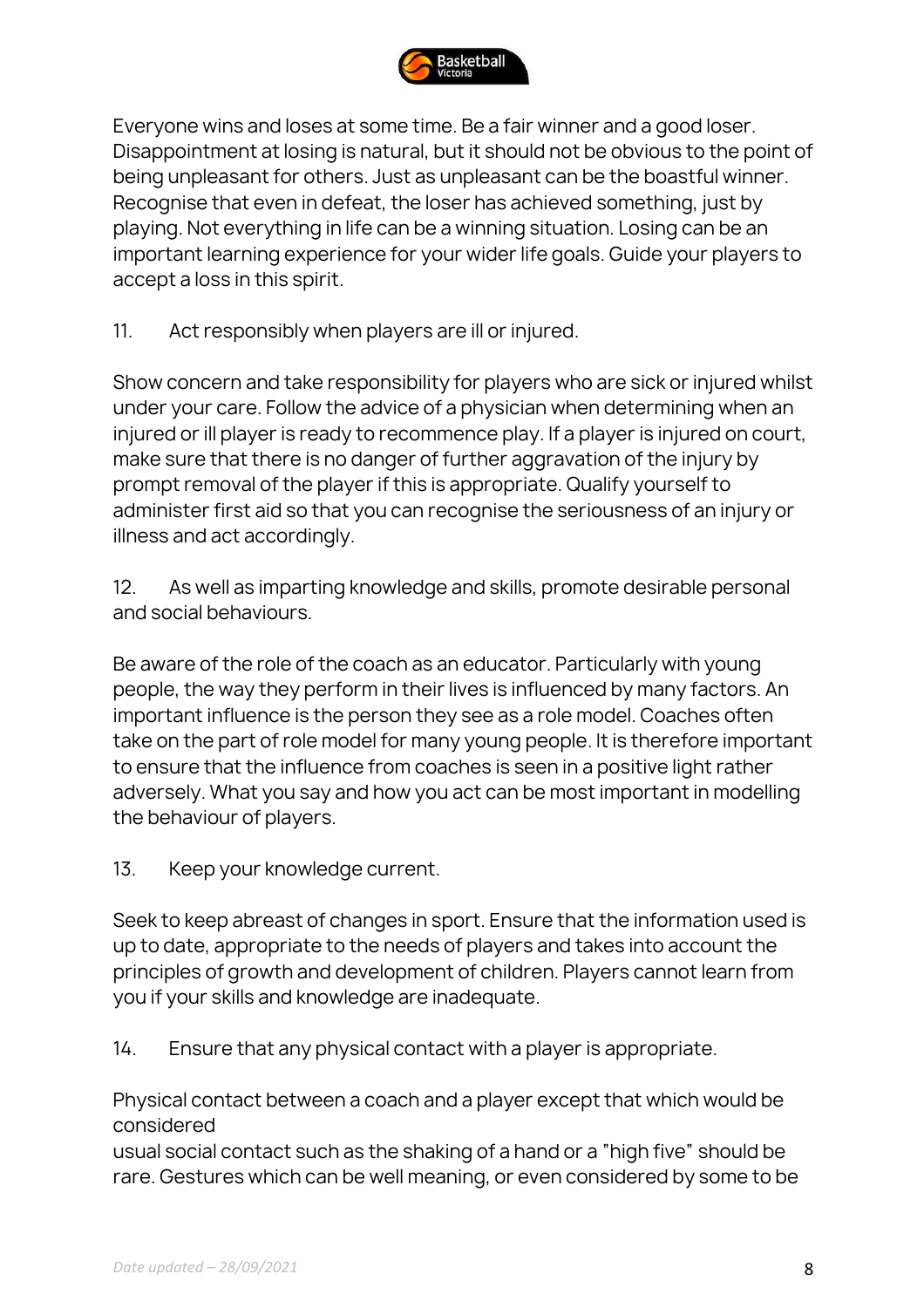Everyone wins and loses at some time. Be a fair winner and a good loser. Disappointment at losing is natural, but it should not be obvious to the point of being unpleasant for others. Just as unpleasant can be the boastful winner. Recognise that even in defeat, the loser has achieved something, just by playing. Not everything in life can be a winning situation. Losing can be an important learning experience for your wider life goals. Guide your players to accept a loss in this spirit.

11. Act responsibly when players are ill or injured.

Show concern and take responsibility for players who are sick or injured whilst under your care. Follow the advice of a physician when determining when an injured or ill player is ready to recommence play. If a player is injured on court, make sure that there is no danger of further aggravation of the injury by prompt removal of the player if this is appropriate. Qualify yourself to administer first aid so that you can recognise the seriousness of an injury or illness and act accordingly.

12. As well as imparting knowledge and skills, promote desirable personal and social behaviours.

Be aware of the role of the coach as an educator. Particularly with young people, the way they perform in their lives is influenced by many factors. An important influence is the person they see as a role model. Coaches often take on the part of role model for many young people. It is therefore important to ensure that the influence from coaches is seen in a positive light rather adversely. What you say and how you act can be most important in modelling the behaviour of players.

13. Keep your knowledge current.

Seek to keep abreast of changes in sport. Ensure that the information used is up to date, appropriate to the needs of players and takes into account the principles of growth and development of children. Players cannot learn from you if your skills and knowledge are inadequate.

14. Ensure that any physical contact with a player is appropriate.

Physical contact between a coach and a player except that which would be considered usual social contact such as the shaking of a hand or a "high five" should be rare. Gestures which can be well meaning, or even considered by some to be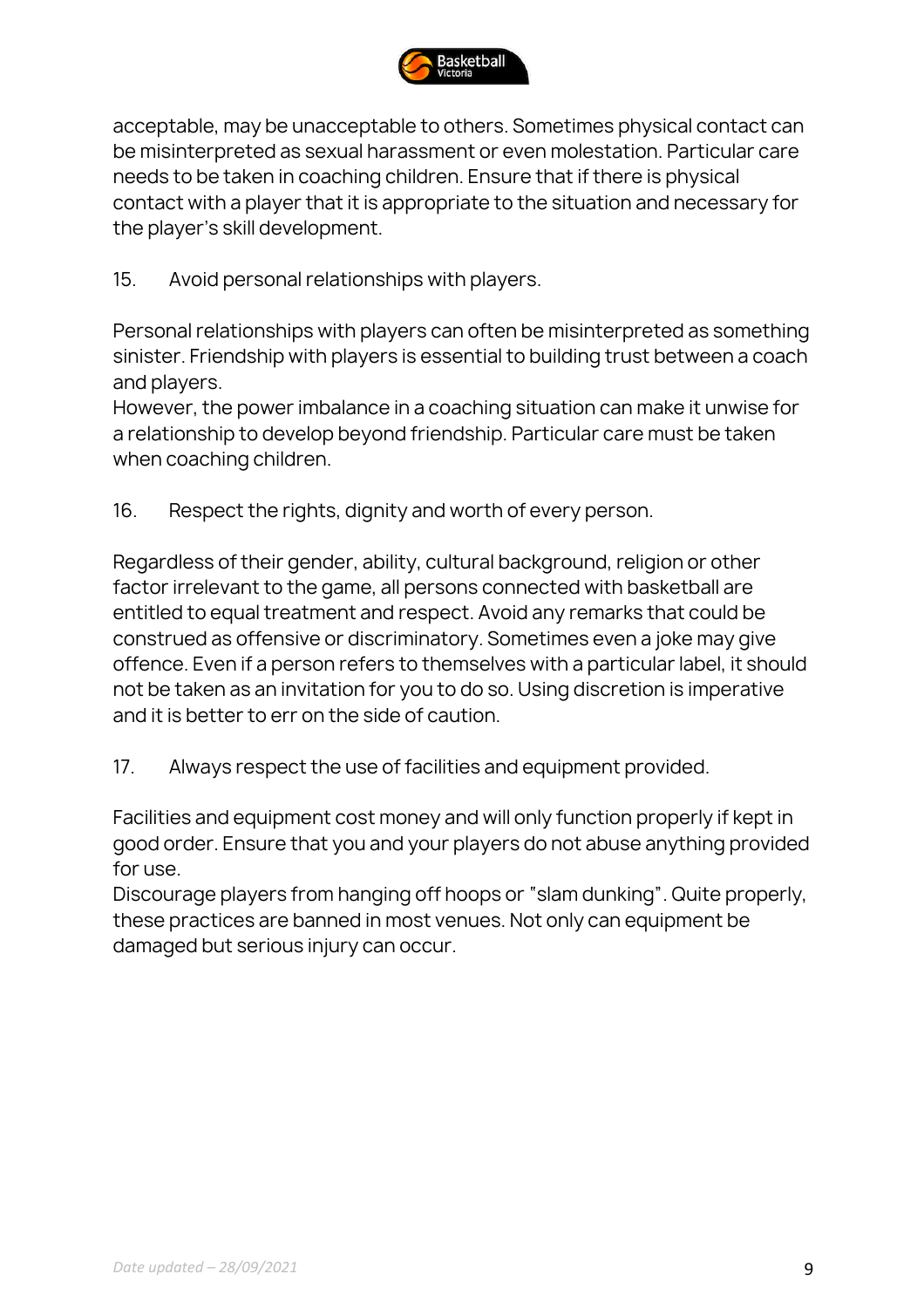acceptable, may be unacceptable to others. Sometimes physical contact can be misinterpreted as sexual harassment or even molestation. Particular care needs to be taken in coaching children. Ensure that if there is physical contact with a player that it is appropriate to the situation and necessary for the player's skill development.

15. Avoid personal relationships with players.

Personal relationships with players can often be misinterpreted as something sinister. Friendship with players is essential to building trust between a coach and players.
However, the power imbalance in a coaching situation can make it unwise for a relationship to develop beyond friendship. Particular care must be taken when coaching children.

16. Respect the rights, dignity and worth of every person.

Regardless of their gender, ability, cultural background, religion or other factor irrelevant to the game, all persons connected with basketball are entitled to equal treatment and respect. Avoid any remarks that could be construed as offensive or discriminatory. Sometimes even a joke may give offence. Even if a person refers to themselves with a particular label, it should not be taken as an invitation for you to do so. Using discretion is imperative and it is better to err on the side of caution.

17. Always respect the use of facilities and equipment provided.

Facilities and equipment cost money and will only function properly if kept in good order. Ensure that you and your players do not abuse anything provided for use.
Discourage players from hanging off hoops or "slam dunking". Quite properly, these practices are banned in most venues. Not only can equipment be damaged but serious injury can occur.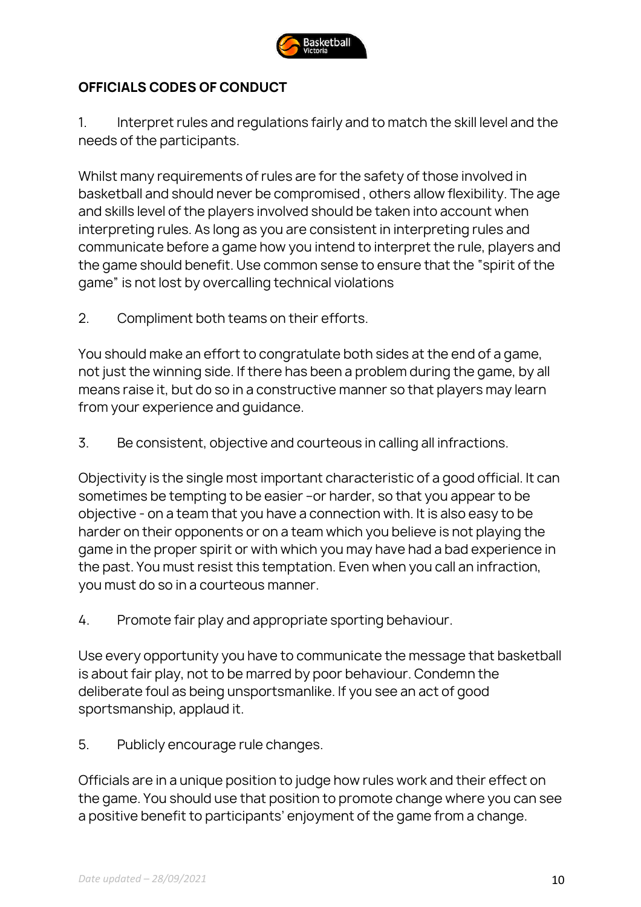## OFFICIALS CODES OF CONDUCT

1. Interpret rules and regulations fairly and to match the skill level and the needs of the participants.

Whilst many requirements of rules are for the safety of those involved in basketball and should never be compromised , others allow flexibility. The age and skills level of the players involved should be taken into account when interpreting rules. As long as you are consistent in interpreting rules and communicate before a game how you intend to interpret the rule, players and the game should benefit. Use common sense to ensure that the "spirit of the game" is not lost by overcalling technical violations

2. Compliment both teams on their efforts.

You should make an effort to congratulate both sides at the end of a game, not just the winning side. If there has been a problem during the game, by all means raise it, but do so in a constructive manner so that players may learn from your experience and guidance.

3. Be consistent, objective and courteous in calling all infractions.

Objectivity is the single most important characteristic of a good official. It can sometimes be tempting to be easier –or harder, so that you appear to be objective - on a team that you have a connection with. It is also easy to be harder on their opponents or on a team which you believe is not playing the game in the proper spirit or with which you may have had a bad experience in the past. You must resist this temptation. Even when you call an infraction, you must do so in a courteous manner.

4. Promote fair play and appropriate sporting behaviour.

Use every opportunity you have to communicate the message that basketball is about fair play, not to be marred by poor behaviour. Condemn the deliberate foul as being unsportsmanlike. If you see an act of good sportsmanship, applaud it.

5. Publicly encourage rule changes.

Officials are in a unique position to judge how rules work and their effect on the game. You should use that position to promote change where you can see a positive benefit to participants' enjoyment of the game from a change.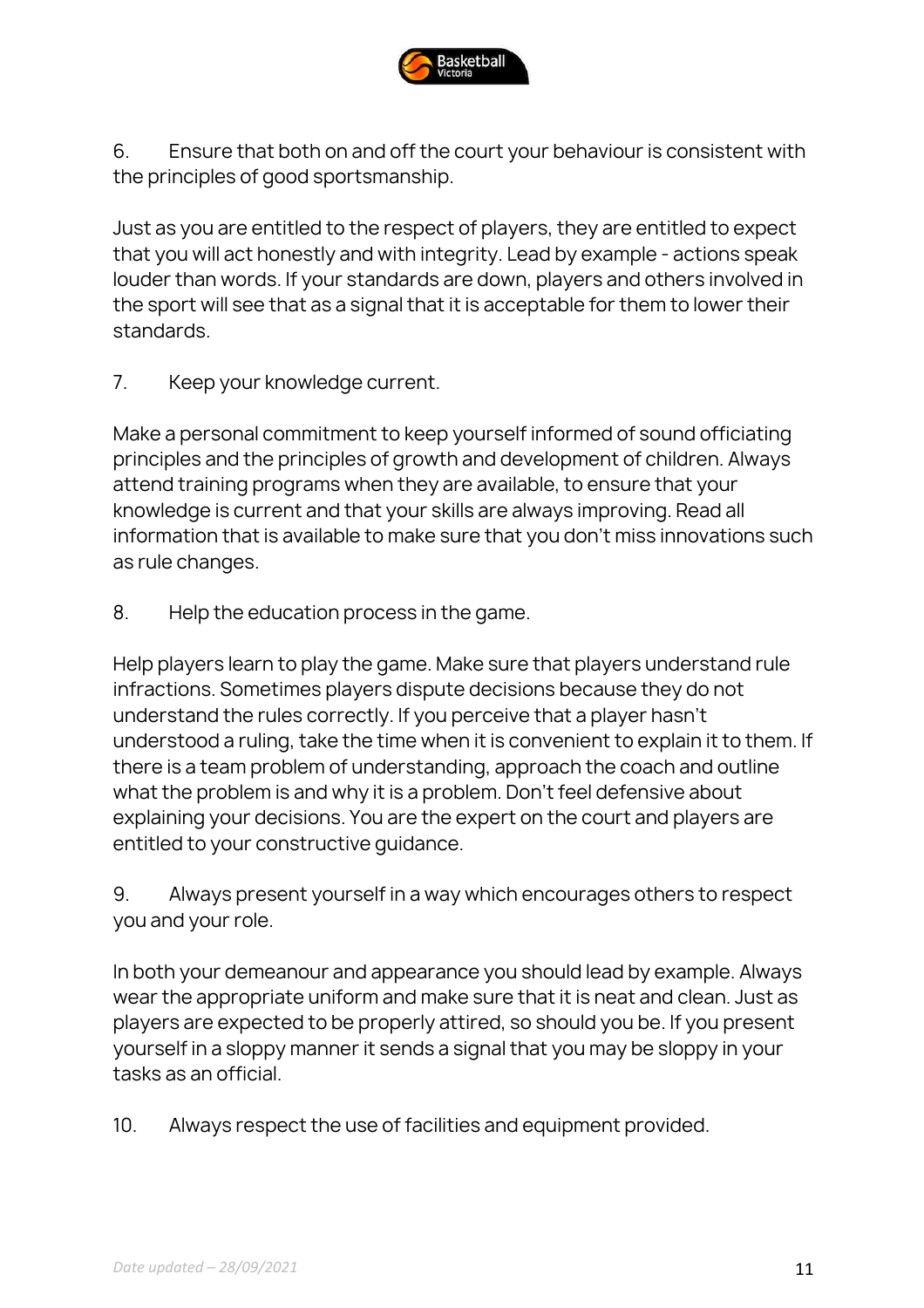6. Ensure that both on and off the court your behaviour is consistent with the principles of good sportsmanship.

Just as you are entitled to the respect of players, they are entitled to expect that you will act honestly and with integrity. Lead by example - actions speak louder than words. If your standards are down, players and others involved in the sport will see that as a signal that it is acceptable for them to lower their standards.

7. Keep your knowledge current.

Make a personal commitment to keep yourself informed of sound officiating principles and the principles of growth and development of children. Always attend training programs when they are available, to ensure that your knowledge is current and that your skills are always improving. Read all information that is available to make sure that you don't miss innovations such as rule changes.

8. Help the education process in the game.

Help players learn to play the game. Make sure that players understand rule infractions. Sometimes players dispute decisions because they do not understand the rules correctly. If you perceive that a player hasn't understood a ruling, take the time when it is convenient to explain it to them. If there is a team problem of understanding, approach the coach and outline what the problem is and why it is a problem. Don't feel defensive about explaining your decisions. You are the expert on the court and players are entitled to your constructive guidance.

9. Always present yourself in a way which encourages others to respect you and your role.

In both your demeanour and appearance you should lead by example. Always wear the appropriate uniform and make sure that it is neat and clean. Just as players are expected to be properly attired, so should you be. If you present yourself in a sloppy manner it sends a signal that you may be sloppy in your tasks as an official.

10. Always respect the use of facilities and equipment provided.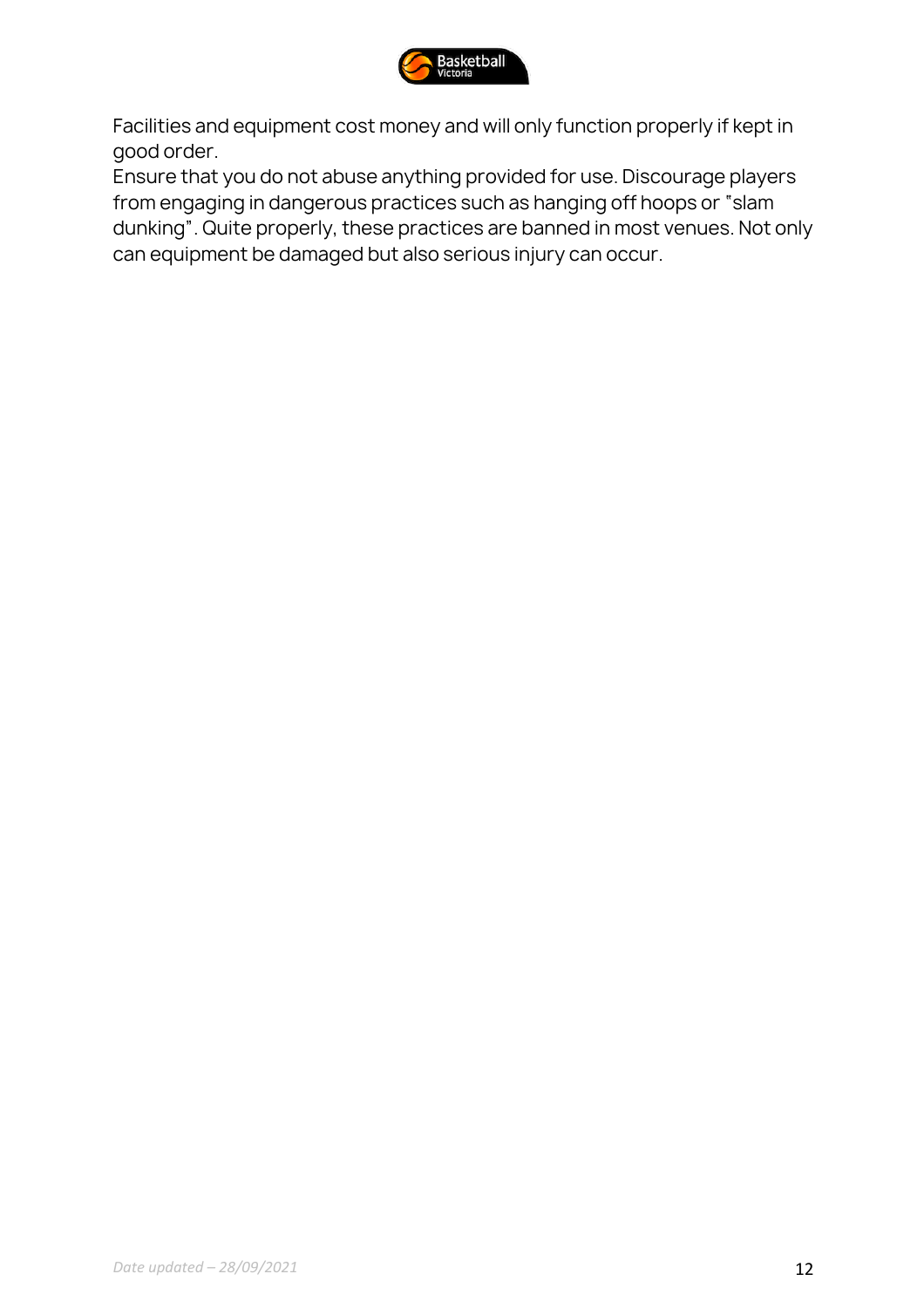Facilities and equipment cost money and will only function properly if kept in good order.

Ensure that you do not abuse anything provided for use. Discourage players from engaging in dangerous practices such as hanging off hoops or "slam dunking". Quite properly, these practices are banned in most venues. Not only can equipment be damaged but also serious injury can occur.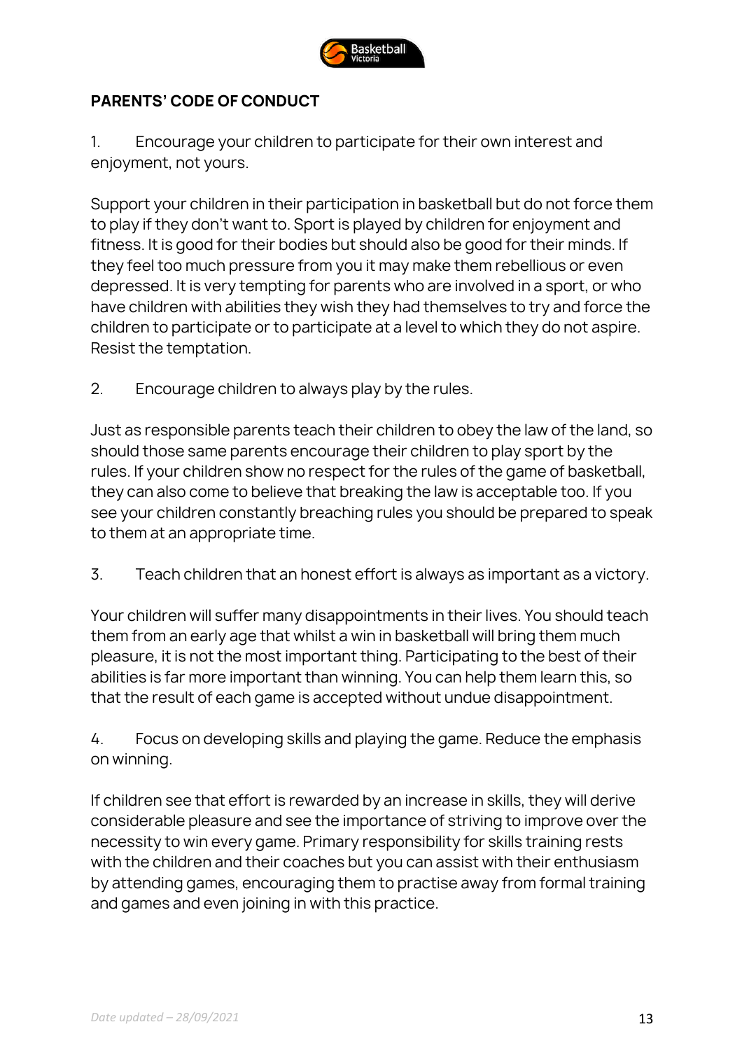## PARENTS' CODE OF CONDUCT

1. Encourage your children to participate for their own interest and enjoyment, not yours.

Support your children in their participation in basketball but do not force them to play if they don't want to. Sport is played by children for enjoyment and fitness. It is good for their bodies but should also be good for their minds. If they feel too much pressure from you it may make them rebellious or even depressed. It is very tempting for parents who are involved in a sport, or who have children with abilities they wish they had themselves to try and force the children to participate or to participate at a level to which they do not aspire. Resist the temptation.

2. Encourage children to always play by the rules.

Just as responsible parents teach their children to obey the law of the land, so should those same parents encourage their children to play sport by the rules. If your children show no respect for the rules of the game of basketball, they can also come to believe that breaking the law is acceptable too. If you see your children constantly breaching rules you should be prepared to speak to them at an appropriate time.

3. Teach children that an honest effort is always as important as a victory.

Your children will suffer many disappointments in their lives. You should teach them from an early age that whilst a win in basketball will bring them much pleasure, it is not the most important thing. Participating to the best of their abilities is far more important than winning. You can help them learn this, so that the result of each game is accepted without undue disappointment.

4. Focus on developing skills and playing the game. Reduce the emphasis on winning.

If children see that effort is rewarded by an increase in skills, they will derive considerable pleasure and see the importance of striving to improve over the necessity to win every game. Primary responsibility for skills training rests with the children and their coaches but you can assist with their enthusiasm by attending games, encouraging them to practise away from formal training and games and even joining in with this practice.

*Date updated – 28/09/2021*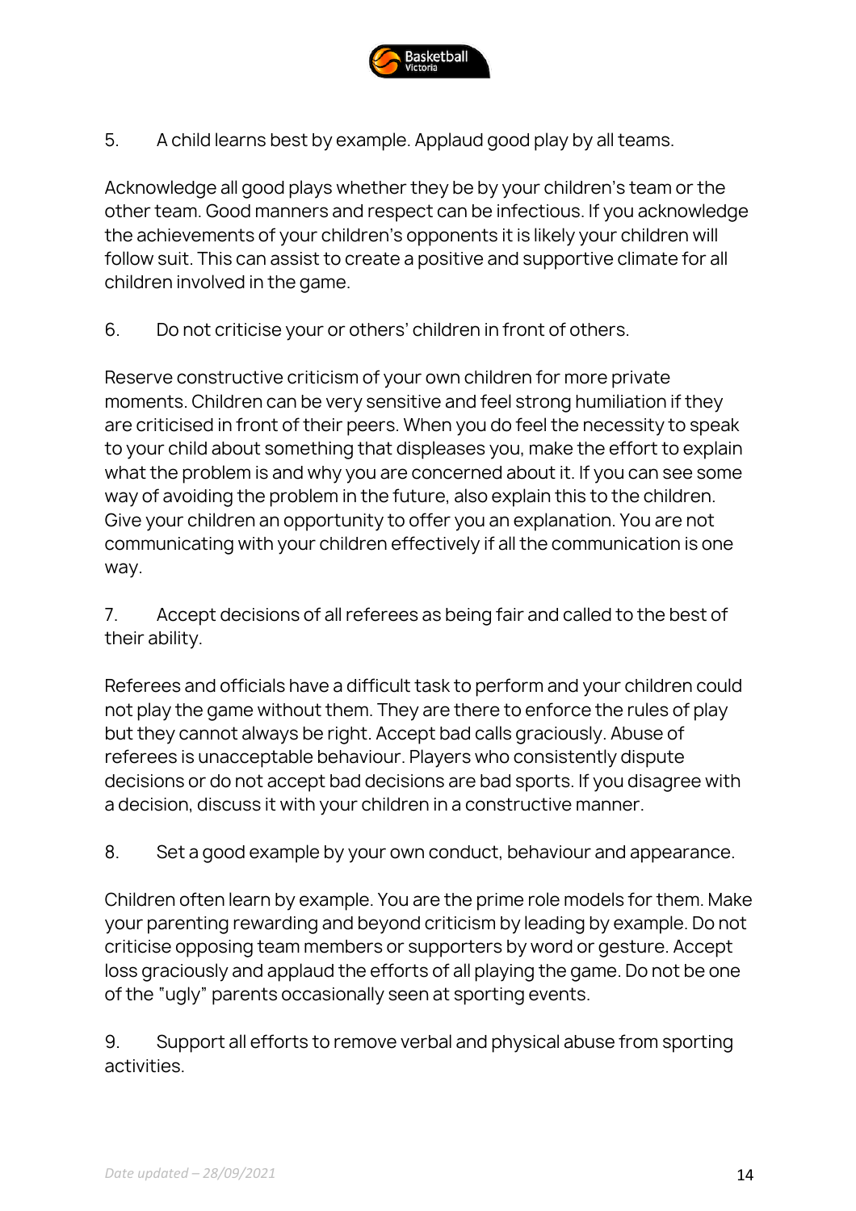5. A child learns best by example. Applaud good play by all teams.

Acknowledge all good plays whether they be by your children's team or the other team. Good manners and respect can be infectious. If you acknowledge the achievements of your children's opponents it is likely your children will follow suit. This can assist to create a positive and supportive climate for all children involved in the game.

6. Do not criticise your or others' children in front of others.

Reserve constructive criticism of your own children for more private moments. Children can be very sensitive and feel strong humiliation if they are criticised in front of their peers. When you do feel the necessity to speak to your child about something that displeases you, make the effort to explain what the problem is and why you are concerned about it. If you can see some way of avoiding the problem in the future, also explain this to the children. Give your children an opportunity to offer you an explanation. You are not communicating with your children effectively if all the communication is one way.

7. Accept decisions of all referees as being fair and called to the best of their ability.

Referees and officials have a difficult task to perform and your children could not play the game without them. They are there to enforce the rules of play but they cannot always be right. Accept bad calls graciously. Abuse of referees is unacceptable behaviour. Players who consistently dispute decisions or do not accept bad decisions are bad sports. If you disagree with a decision, discuss it with your children in a constructive manner.

8. Set a good example by your own conduct, behaviour and appearance.

Children often learn by example. You are the prime role models for them. Make your parenting rewarding and beyond criticism by leading by example. Do not criticise opposing team members or supporters by word or gesture. Accept loss graciously and applaud the efforts of all playing the game. Do not be one of the "ugly" parents occasionally seen at sporting events.

9. Support all efforts to remove verbal and physical abuse from sporting activities.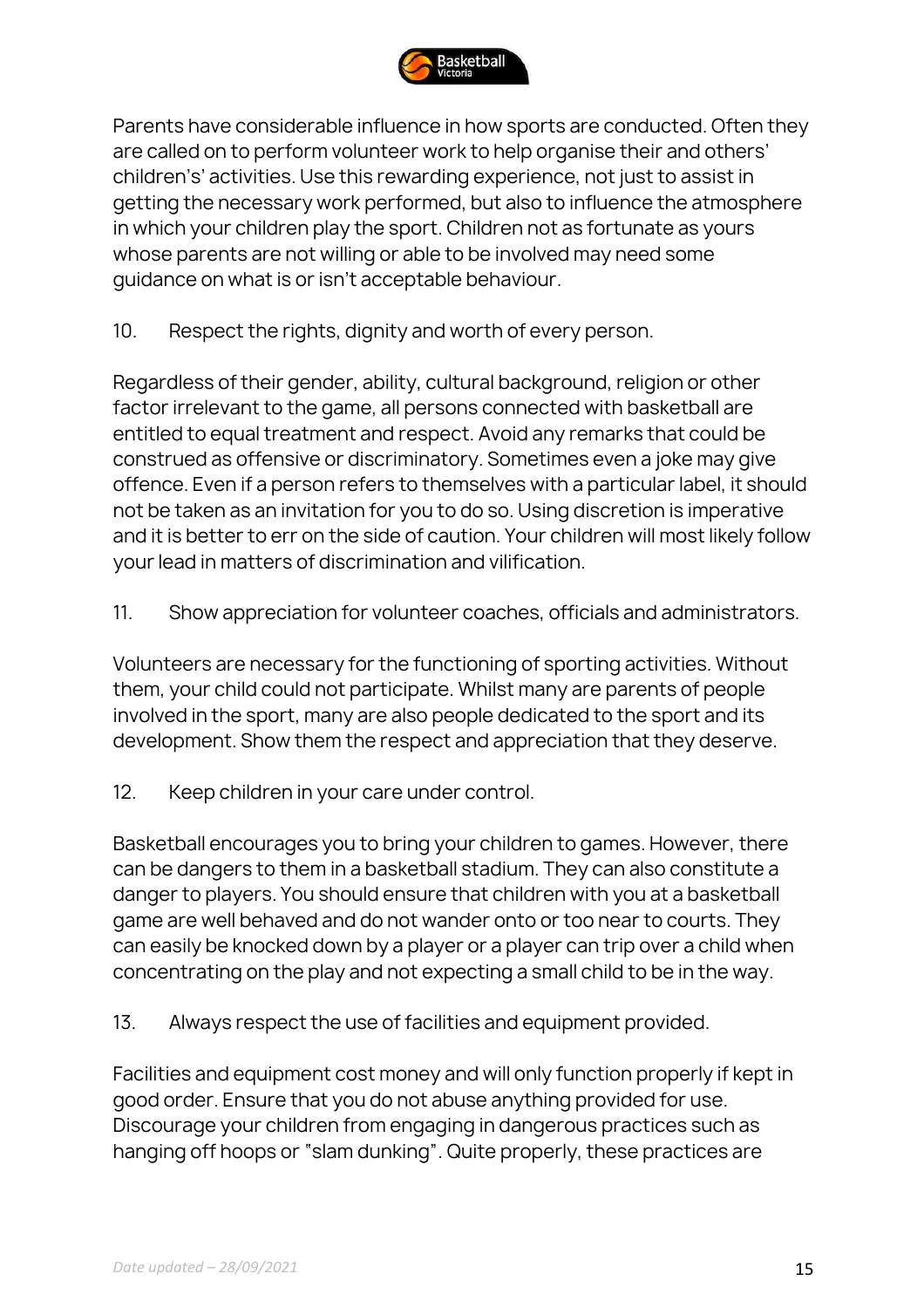Parents have considerable influence in how sports are conducted. Often they are called on to perform volunteer work to help organise their and others' childrens' activities. Use this rewarding experience, not just to assist in getting the necessary work performed, but also to influence the atmosphere in which your children play the sport. Children not as fortunate as yours whose parents are not willing or able to be involved may need some guidance on what is or isn't acceptable behaviour.

10. Respect the rights, dignity and worth of every person.

Regardless of their gender, ability, cultural background, religion or other factor irrelevant to the game, all persons connected with basketball are entitled to equal treatment and respect. Avoid any remarks that could be construed as offensive or discriminatory. Sometimes even a joke may give offence. Even if a person refers to themselves with a particular label, it should not be taken as an invitation for you to do so. Using discretion is imperative and it is better to err on the side of caution. Your children will most likely follow your lead in matters of discrimination and vilification.

11. Show appreciation for volunteer coaches, officials and administrators.

Volunteers are necessary for the functioning of sporting activities. Without them, your child could not participate. Whilst many are parents of people involved in the sport, many are also people dedicated to the sport and its development. Show them the respect and appreciation that they deserve.

12. Keep children in your care under control.

Basketball encourages you to bring your children to games. However, there can be dangers to them in a basketball stadium. They can also constitute a danger to players. You should ensure that children with you at a basketball game are well behaved and do not wander onto or too near to courts. They can easily be knocked down by a player or a player can trip over a child when concentrating on the play and not expecting a small child to be in the way.

13. Always respect the use of facilities and equipment provided.

Facilities and equipment cost money and will only function properly if kept in good order. Ensure that you do not abuse anything provided for use. Discourage your children from engaging in dangerous practices such as hanging off hoops or "slam dunking". Quite properly, these practices are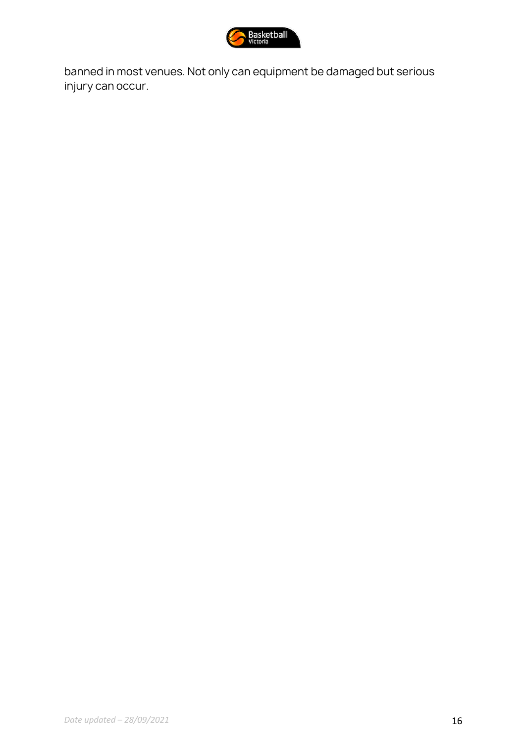banned in most venues. Not only can equipment be damaged but serious injury can occur.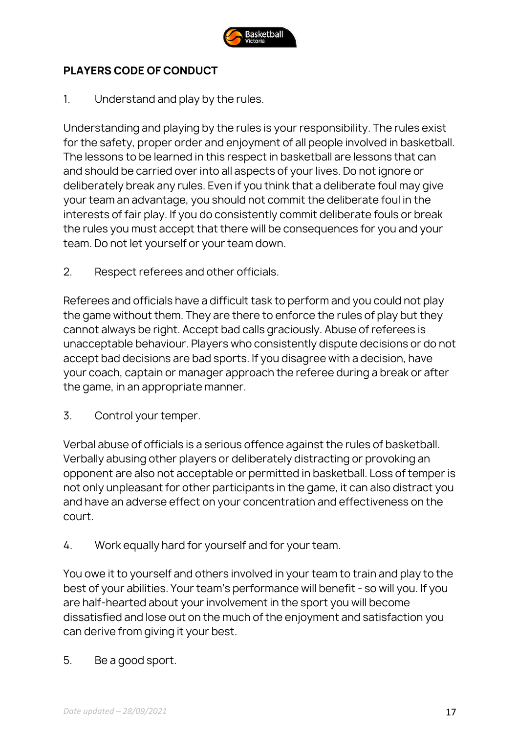## PLAYERS CODE OF CONDUCT

1. Understand and play by the rules.

Understanding and playing by the rules is your responsibility. The rules exist for the safety, proper order and enjoyment of all people involved in basketball. The lessons to be learned in this respect in basketball are lessons that can and should be carried over into all aspects of your lives. Do not ignore or deliberately break any rules. Even if you think that a deliberate foul may give your team an advantage, you should not commit the deliberate foul in the interests of fair play. If you do consistently commit deliberate fouls or break the rules you must accept that there will be consequences for you and your team. Do not let yourself or your team down.

2. Respect referees and other officials.

Referees and officials have a difficult task to perform and you could not play the game without them. They are there to enforce the rules of play but they cannot always be right. Accept bad calls graciously. Abuse of referees is unacceptable behaviour. Players who consistently dispute decisions or do not accept bad decisions are bad sports. If you disagree with a decision, have your coach, captain or manager approach the referee during a break or after the game, in an appropriate manner.

3. Control your temper.

Verbal abuse of officials is a serious offence against the rules of basketball. Verbally abusing other players or deliberately distracting or provoking an opponent are also not acceptable or permitted in basketball. Loss of temper is not only unpleasant for other participants in the game, it can also distract you and have an adverse effect on your concentration and effectiveness on the court.

4. Work equally hard for yourself and for your team.

You owe it to yourself and others involved in your team to train and play to the best of your abilities. Your team's performance will benefit - so will you. If you are half-hearted about your involvement in the sport you will become dissatisfied and lose out on the much of the enjoyment and satisfaction you can derive from giving it your best.

5. Be a good sport.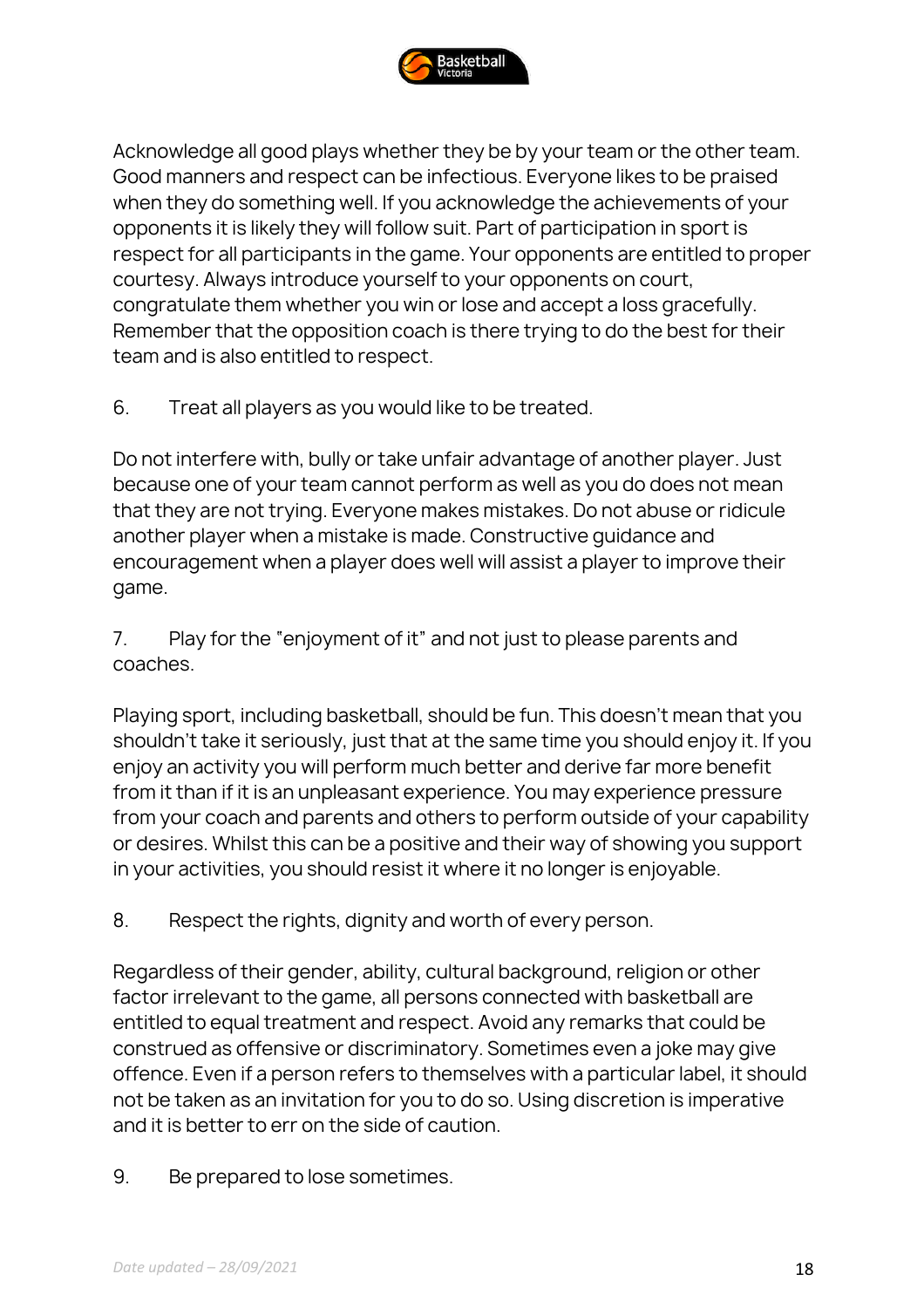Acknowledge all good plays whether they be by your team or the other team. Good manners and respect can be infectious. Everyone likes to be praised when they do something well. If you acknowledge the achievements of your opponents it is likely they will follow suit. Part of participation in sport is respect for all participants in the game. Your opponents are entitled to proper courtesy. Always introduce yourself to your opponents on court, congratulate them whether you win or lose and accept a loss gracefully. Remember that the opposition coach is there trying to do the best for their team and is also entitled to respect.

6. Treat all players as you would like to be treated.

Do not interfere with, bully or take unfair advantage of another player. Just because one of your team cannot perform as well as you do does not mean that they are not trying. Everyone makes mistakes. Do not abuse or ridicule another player when a mistake is made. Constructive guidance and encouragement when a player does well will assist a player to improve their game.

7. Play for the "enjoyment of it" and not just to please parents and coaches.

Playing sport, including basketball, should be fun. This doesn't mean that you shouldn't take it seriously, just that at the same time you should enjoy it. If you enjoy an activity you will perform much better and derive far more benefit from it than if it is an unpleasant experience. You may experience pressure from your coach and parents and others to perform outside of your capability or desires. Whilst this can be a positive and their way of showing you support in your activities, you should resist it where it no longer is enjoyable.

8. Respect the rights, dignity and worth of every person.

Regardless of their gender, ability, cultural background, religion or other factor irrelevant to the game, all persons connected with basketball are entitled to equal treatment and respect. Avoid any remarks that could be construed as offensive or discriminatory. Sometimes even a joke may give offence. Even if a person refers to themselves with a particular label, it should not be taken as an invitation for you to do so. Using discretion is imperative and it is better to err on the side of caution.

9. Be prepared to lose sometimes.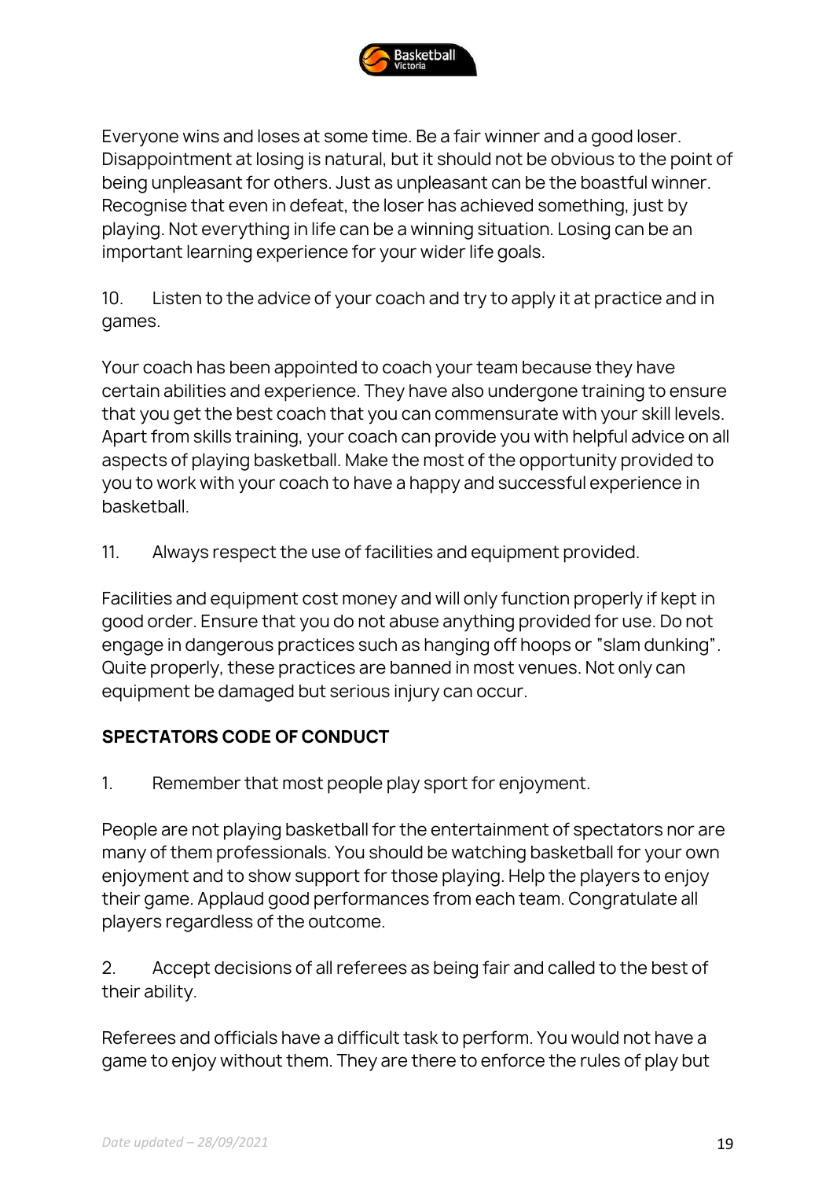Everyone wins and loses at some time. Be a fair winner and a good loser. Disappointment at losing is natural, but it should not be obvious to the point of being unpleasant for others. Just as unpleasant can be the boastful winner. Recognise that even in defeat, the loser has achieved something, just by playing. Not everything in life can be a winning situation. Losing can be an important learning experience for your wider life goals.

10. Listen to the advice of your coach and try to apply it at practice and in games.

Your coach has been appointed to coach your team because they have certain abilities and experience. They have also undergone training to ensure that you get the best coach that you can commensurate with your skill levels. Apart from skills training, your coach can provide you with helpful advice on all aspects of playing basketball. Make the most of the opportunity provided to you to work with your coach to have a happy and successful experience in basketball.

11. Always respect the use of facilities and equipment provided.

Facilities and equipment cost money and will only function properly if kept in good order. Ensure that you do not abuse anything provided for use. Do not engage in dangerous practices such as hanging off hoops or "slam dunking". Quite properly, these practices are banned in most venues. Not only can equipment be damaged but serious injury can occur.

**SPECTATORS CODE OF CONDUCT**

1. Remember that most people play sport for enjoyment.

People are not playing basketball for the entertainment of spectators nor are many of them professionals. You should be watching basketball for your own enjoyment and to show support for those playing. Help the players to enjoy their game. Applaud good performances from each team. Congratulate all players regardless of the outcome.

2. Accept decisions of all referees as being fair and called to the best of their ability.

Referees and officials have a difficult task to perform. You would not have a game to enjoy without them. They are there to enforce the rules of play but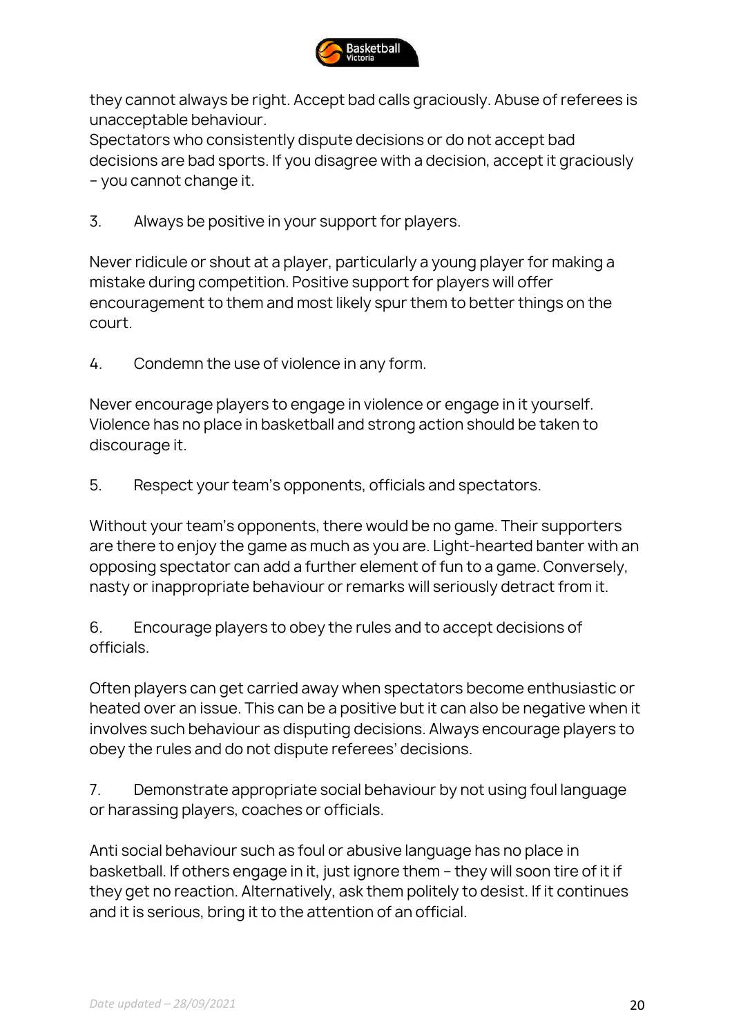they cannot always be right. Accept bad calls graciously. Abuse of referees is unacceptable behaviour.
Spectators who consistently dispute decisions or do not accept bad decisions are bad sports. If you disagree with a decision, accept it graciously – you cannot change it.

3. Always be positive in your support for players.

Never ridicule or shout at a player, particularly a young player for making a mistake during competition. Positive support for players will offer encouragement to them and most likely spur them to better things on the court.

4. Condemn the use of violence in any form.

Never encourage players to engage in violence or engage in it yourself. Violence has no place in basketball and strong action should be taken to discourage it.

5. Respect your team's opponents, officials and spectators.

Without your team's opponents, there would be no game. Their supporters are there to enjoy the game as much as you are. Light-hearted banter with an opposing spectator can add a further element of fun to a game. Conversely, nasty or inappropriate behaviour or remarks will seriously detract from it.

6. Encourage players to obey the rules and to accept decisions of officials.

Often players can get carried away when spectators become enthusiastic or heated over an issue. This can be a positive but it can also be negative when it involves such behaviour as disputing decisions. Always encourage players to obey the rules and do not dispute referees' decisions.

7. Demonstrate appropriate social behaviour by not using foul language or harassing players, coaches or officials.

Anti social behaviour such as foul or abusive language has no place in basketball. If others engage in it, just ignore them – they will soon tire of it if they get no reaction. Alternatively, ask them politely to desist. If it continues and it is serious, bring it to the attention of an official.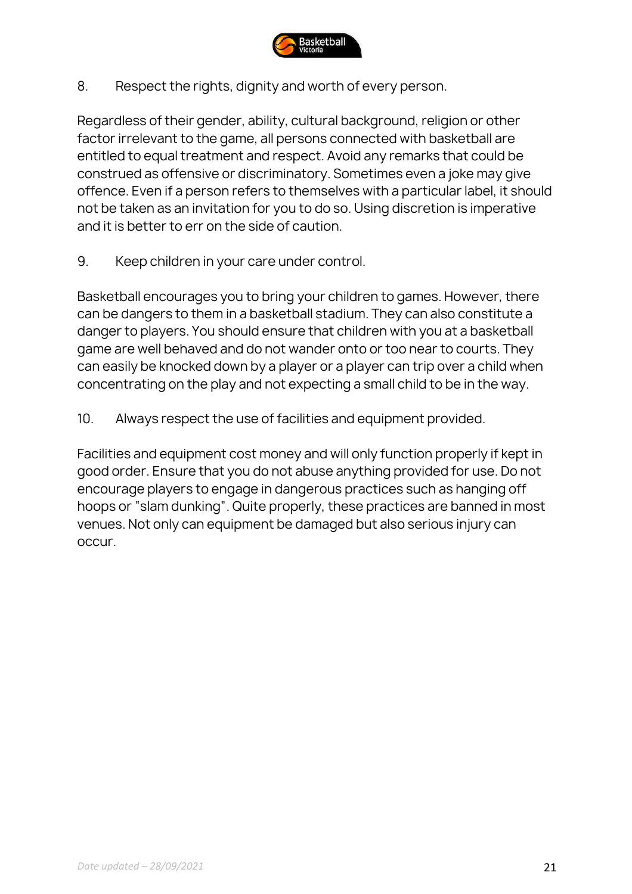8. Respect the rights, dignity and worth of every person.

Regardless of their gender, ability, cultural background, religion or other factor irrelevant to the game, all persons connected with basketball are entitled to equal treatment and respect. Avoid any remarks that could be construed as offensive or discriminatory. Sometimes even a joke may give offence. Even if a person refers to themselves with a particular label, it should not be taken as an invitation for you to do so. Using discretion is imperative and it is better to err on the side of caution.

9. Keep children in your care under control.

Basketball encourages you to bring your children to games. However, there can be dangers to them in a basketball stadium. They can also constitute a danger to players. You should ensure that children with you at a basketball game are well behaved and do not wander onto or too near to courts. They can easily be knocked down by a player or a player can trip over a child when concentrating on the play and not expecting a small child to be in the way.

10. Always respect the use of facilities and equipment provided.

Facilities and equipment cost money and will only function properly if kept in good order. Ensure that you do not abuse anything provided for use. Do not encourage players to engage in dangerous practices such as hanging off hoops or "slam dunking". Quite properly, these practices are banned in most venues. Not only can equipment be damaged but also serious injury can occur.